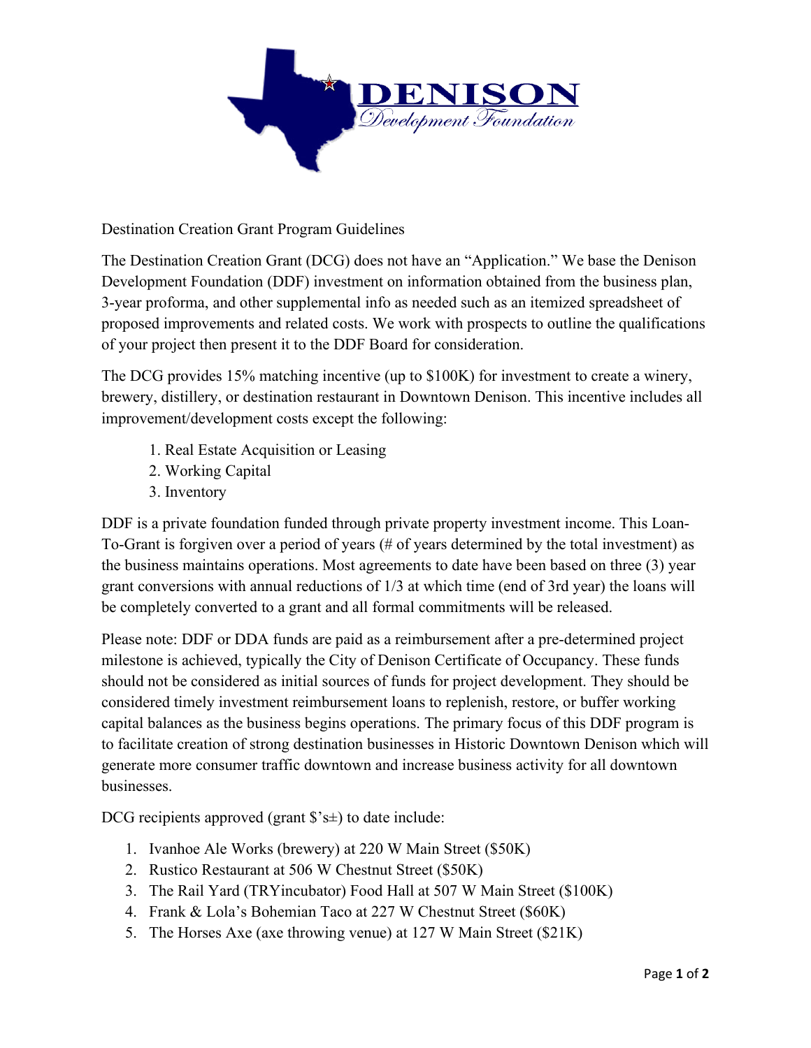DENISON Development Foundation

Destination Creation Grant Program Guidelines

The Destination Creation Grant (DCG) does not have an "Application." We base the Denison Development Foundation (DDF) investment on information obtained from the business plan, 3-year proforma, and other supplemental info as needed such as an itemized spreadsheet of proposed improvements and related costs. We work with prospects to outline the qualifications of your project then present it to the DDF Board for consideration.

The DCG provides 15% matching incentive (up to $100K) for investment to create a winery, brewery, distillery, or destination restaurant in Downtown Denison. This incentive includes all improvement/development costs except the following:

1. Real Estate Acquisition or Leasing
2. Working Capital
3. Inventory

DDF is a private foundation funded through private property investment income. This Loan-To-Grant is forgiven over a period of years (# of years determined by the total investment) as the business maintains operations. Most agreements to date have been based on three (3) year grant conversions with annual reductions of 1/3 at which time (end of 3rd year) the loans will be completely converted to a grant and all formal commitments will be released.

Please note: DDF or DDA funds are paid as a reimbursement after a pre-determined project milestone is achieved, typically the City of Denison Certificate of Occupancy. These funds should not be considered as initial sources of funds for project development. They should be considered timely investment reimbursement loans to replenish, restore, or buffer working capital balances as the business begins operations. The primary focus of this DDF program is to facilitate creation of strong destination businesses in Historic Downtown Denison which will generate more consumer traffic downtown and increase business activity for all downtown businesses.

DCG recipients approved (grant $'s±) to date include:

1. Ivanhoe Ale Works (brewery) at 220 W Main Street ($50K)
2. Rustico Restaurant at 506 W Chestnut Street ($50K)
3. The Rail Yard (TRYincubator) Food Hall at 507 W Main Street ($100K)
4. Frank & Lola's Bohemian Taco at 227 W Chestnut Street ($60K)
5. The Horses Axe (axe throwing venue) at 127 W Main Street ($21K)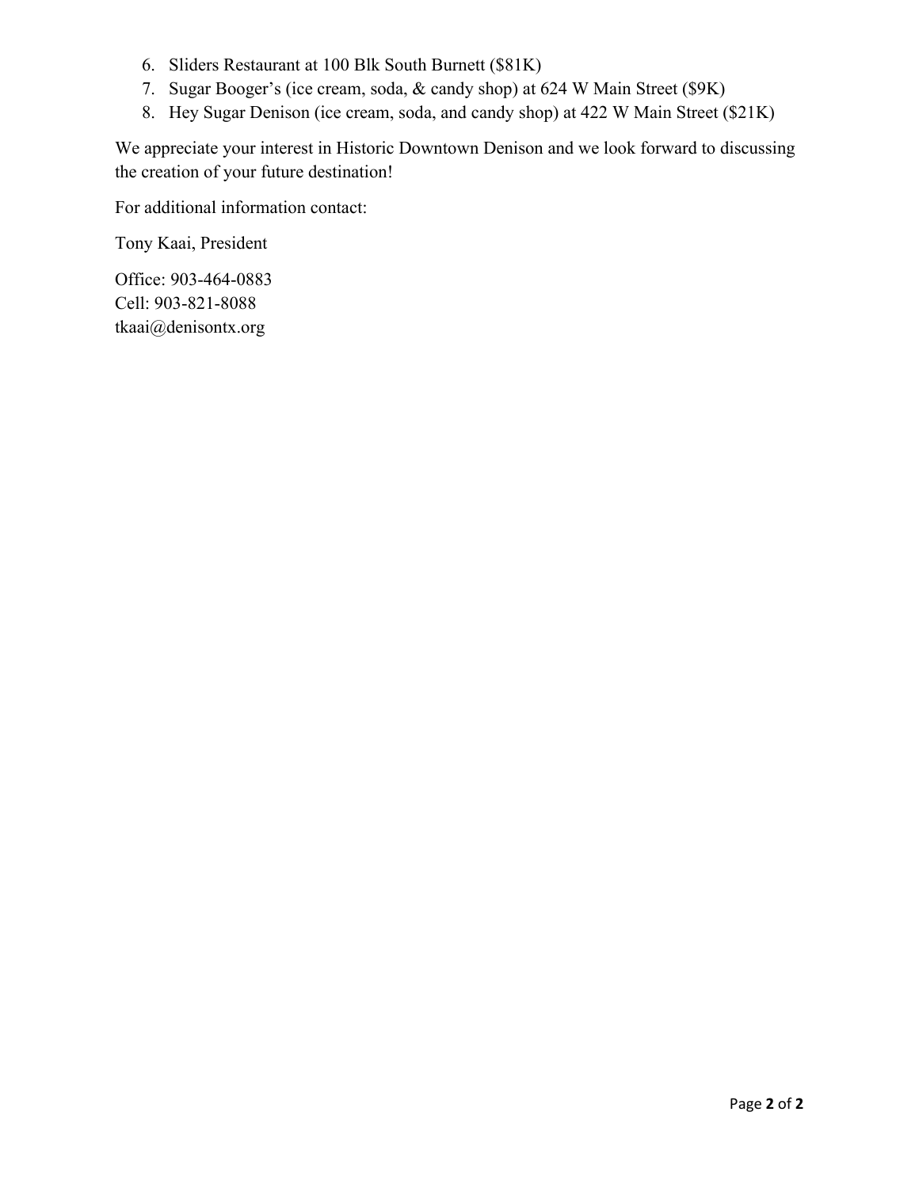6. Sliders Restaurant at 100 Blk South Burnett ($81K)
7. Sugar Booger's (ice cream, soda, & candy shop) at 624 W Main Street ($9K)
8. Hey Sugar Denison (ice cream, soda, and candy shop) at 422 W Main Street ($21K)

We appreciate your interest in Historic Downtown Denison and we look forward to discussing the creation of your future destination!

For additional information contact:

Tony Kaai, President

Office: 903-464-0883
Cell: 903-821-8088
tkaai@denisontx.org